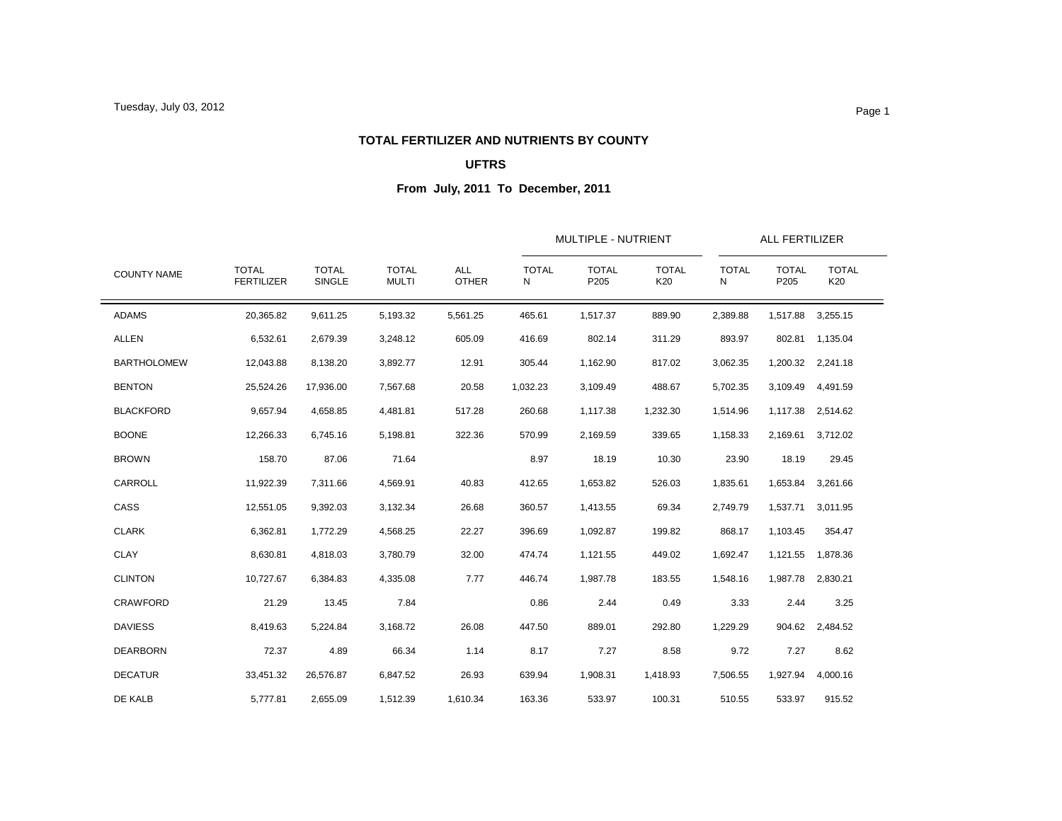Tuesday, July 03, 2012

## TOTAL FERTILIZER AND NUTRIENTS BY COUNTY

### UFTRS

### From July, 2011 To December, 2011

| | | | | | MULTIPLE - NUTRIENT | | | ALL FERTILIZER | | |
|---|---|---|---|---|---|---|---|---|---|---|
| COUNTY NAME | TOTAL FERTILIZER | TOTAL SINGLE | TOTAL MULTI | ALL OTHER | TOTAL N | TOTAL P205 | TOTAL K20 | TOTAL N | TOTAL P205 | TOTAL K20 |
| ADAMS | 20,365.82 | 9,611.25 | 5,193.32 | 5,561.25 | 465.61 | 1,517.37 | 889.90 | 2,389.88 | 1,517.88 | 3,255.15 |
| ALLEN | 6,532.61 | 2,679.39 | 3,248.12 | 605.09 | 416.69 | 802.14 | 311.29 | 893.97 | 802.81 | 1,135.04 |
| BARTHOLOMEW | 12,043.88 | 8,138.20 | 3,892.77 | 12.91 | 305.44 | 1,162.90 | 817.02 | 3,062.35 | 1,200.32 | 2,241.18 |
| BENTON | 25,524.26 | 17,936.00 | 7,567.68 | 20.58 | 1,032.23 | 3,109.49 | 488.67 | 5,702.35 | 3,109.49 | 4,491.59 |
| BLACKFORD | 9,657.94 | 4,658.85 | 4,481.81 | 517.28 | 260.68 | 1,117.38 | 1,232.30 | 1,514.96 | 1,117.38 | 2,514.62 |
| BOONE | 12,266.33 | 6,745.16 | 5,198.81 | 322.36 | 570.99 | 2,169.59 | 339.65 | 1,158.33 | 2,169.61 | 3,712.02 |
| BROWN | 158.70 | 87.06 | 71.64 | | 8.97 | 18.19 | 10.30 | 23.90 | 18.19 | 29.45 |
| CARROLL | 11,922.39 | 7,311.66 | 4,569.91 | 40.83 | 412.65 | 1,653.82 | 526.03 | 1,835.61 | 1,653.84 | 3,261.66 |
| CASS | 12,551.05 | 9,392.03 | 3,132.34 | 26.68 | 360.57 | 1,413.55 | 69.34 | 2,749.79 | 1,537.71 | 3,011.95 |
| CLARK | 6,362.81 | 1,772.29 | 4,568.25 | 22.27 | 396.69 | 1,092.87 | 199.82 | 868.17 | 1,103.45 | 354.47 |
| CLAY | 8,630.81 | 4,818.03 | 3,780.79 | 32.00 | 474.74 | 1,121.55 | 449.02 | 1,692.47 | 1,121.55 | 1,878.36 |
| CLINTON | 10,727.67 | 6,384.83 | 4,335.08 | 7.77 | 446.74 | 1,987.78 | 183.55 | 1,548.16 | 1,987.78 | 2,830.21 |
| CRAWFORD | 21.29 | 13.45 | 7.84 | | 0.86 | 2.44 | 0.49 | 3.33 | 2.44 | 3.25 |
| DAVIESS | 8,419.63 | 5,224.84 | 3,168.72 | 26.08 | 447.50 | 889.01 | 292.80 | 1,229.29 | 904.62 | 2,484.52 |
| DEARBORN | 72.37 | 4.89 | 66.34 | 1.14 | 8.17 | 7.27 | 8.58 | 9.72 | 7.27 | 8.62 |
| DECATUR | 33,451.32 | 26,576.87 | 6,847.52 | 26.93 | 639.94 | 1,908.31 | 1,418.93 | 7,506.55 | 1,927.94 | 4,000.16 |
| DE KALB | 5,777.81 | 2,655.09 | 1,512.39 | 1,610.34 | 163.36 | 533.97 | 100.31 | 510.55 | 533.97 | 915.52 |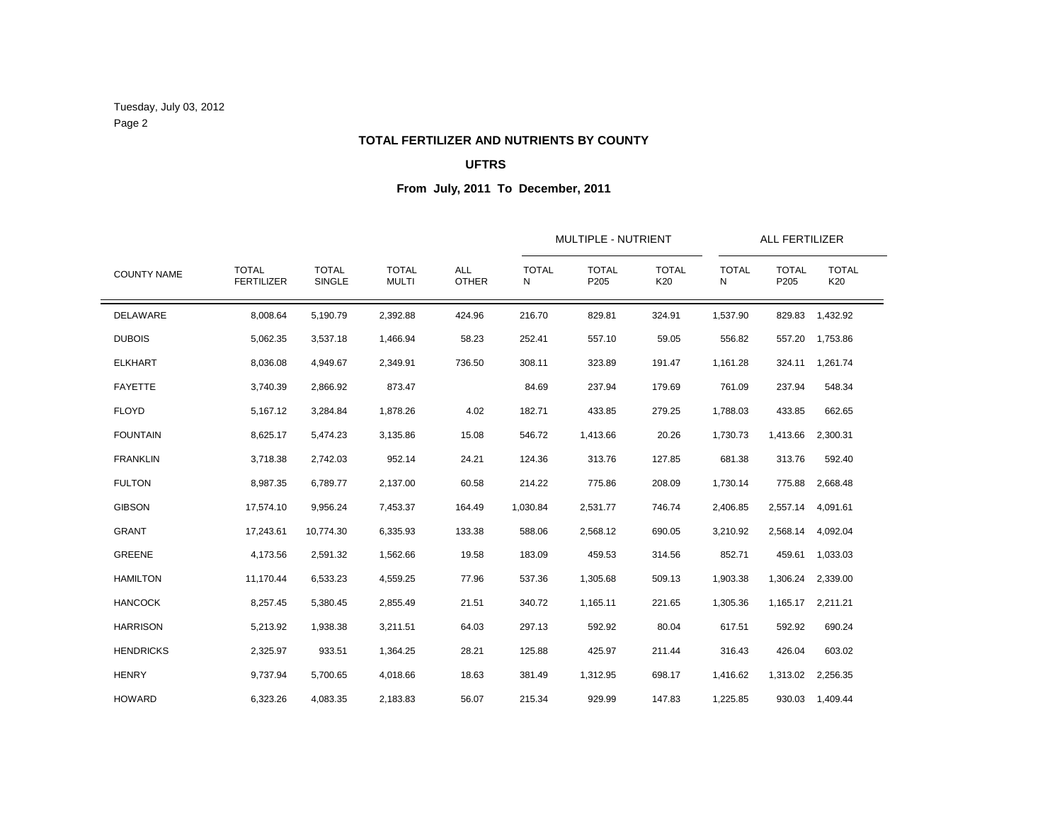Tuesday, July 03, 2012

**TOTAL FERTILIZER AND NUTRIENTS BY COUNTY**

**UFTRS**

**From July, 2011 To December, 2011**

| COUNTY NAME | TOTAL FERTILIZER | TOTAL SINGLE | TOTAL MULTI | ALL OTHER | MULTIPLE - NUTRIENT | | | ALL FERTILIZER | | |
|---|---|---|---|---|---|---|---|---|---|---|
| | | | | | TOTAL N | TOTAL P205 | TOTAL K20 | TOTAL N | TOTAL P205 | TOTAL K20 |
| DELAWARE | 8,008.64 | 5,190.79 | 2,392.88 | 424.96 | 216.70 | 829.81 | 324.91 | 1,537.90 | 829.83 | 1,432.92 |
| DUBOIS | 5,062.35 | 3,537.18 | 1,466.94 | 58.23 | 252.41 | 557.10 | 59.05 | 556.82 | 557.20 | 1,753.86 |
| ELKHART | 8,036.08 | 4,949.67 | 2,349.91 | 736.50 | 308.11 | 323.89 | 191.47 | 1,161.28 | 324.11 | 1,261.74 |
| FAYETTE | 3,740.39 | 2,866.92 | 873.47 | | 84.69 | 237.94 | 179.69 | 761.09 | 237.94 | 548.34 |
| FLOYD | 5,167.12 | 3,284.84 | 1,878.26 | 4.02 | 182.71 | 433.85 | 279.25 | 1,788.03 | 433.85 | 662.65 |
| FOUNTAIN | 8,625.17 | 5,474.23 | 3,135.86 | 15.08 | 546.72 | 1,413.66 | 20.26 | 1,730.73 | 1,413.66 | 2,300.31 |
| FRANKLIN | 3,718.38 | 2,742.03 | 952.14 | 24.21 | 124.36 | 313.76 | 127.85 | 681.38 | 313.76 | 592.40 |
| FULTON | 8,987.35 | 6,789.77 | 2,137.00 | 60.58 | 214.22 | 775.86 | 208.09 | 1,730.14 | 775.88 | 2,668.48 |
| GIBSON | 17,574.10 | 9,956.24 | 7,453.37 | 164.49 | 1,030.84 | 2,531.77 | 746.74 | 2,406.85 | 2,557.14 | 4,091.61 |
| GRANT | 17,243.61 | 10,774.30 | 6,335.93 | 133.38 | 588.06 | 2,568.12 | 690.05 | 3,210.92 | 2,568.14 | 4,092.04 |
| GREENE | 4,173.56 | 2,591.32 | 1,562.66 | 19.58 | 183.09 | 459.53 | 314.56 | 852.71 | 459.61 | 1,033.03 |
| HAMILTON | 11,170.44 | 6,533.23 | 4,559.25 | 77.96 | 537.36 | 1,305.68 | 509.13 | 1,903.38 | 1,306.24 | 2,339.00 |
| HANCOCK | 8,257.45 | 5,380.45 | 2,855.49 | 21.51 | 340.72 | 1,165.11 | 221.65 | 1,305.36 | 1,165.17 | 2,211.21 |
| HARRISON | 5,213.92 | 1,938.38 | 3,211.51 | 64.03 | 297.13 | 592.92 | 80.04 | 617.51 | 592.92 | 690.24 |
| HENDRICKS | 2,325.97 | 933.51 | 1,364.25 | 28.21 | 125.88 | 425.97 | 211.44 | 316.43 | 426.04 | 603.02 |
| HENRY | 9,737.94 | 5,700.65 | 4,018.66 | 18.63 | 381.49 | 1,312.95 | 698.17 | 1,416.62 | 1,313.02 | 2,256.35 |
| HOWARD | 6,323.26 | 4,083.35 | 2,183.83 | 56.07 | 215.34 | 929.99 | 147.83 | 1,225.85 | 930.03 | 1,409.44 |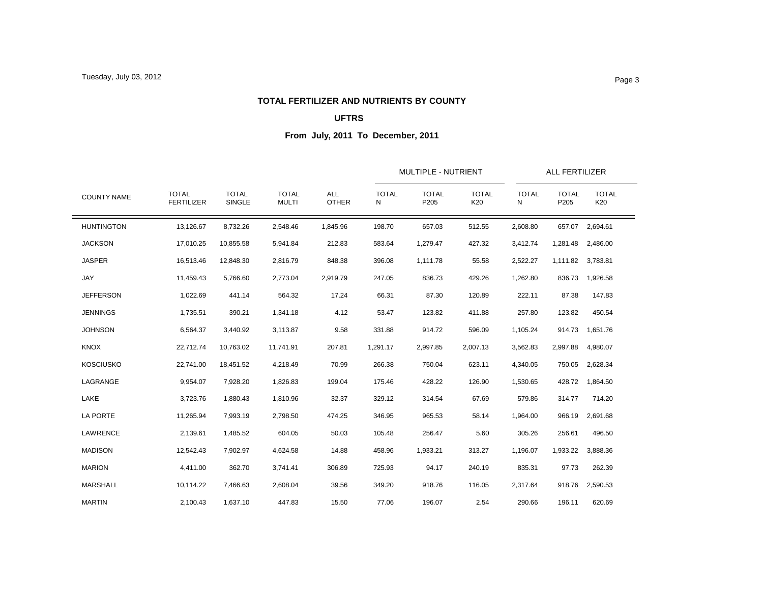**TOTAL FERTILIZER AND NUTRIENTS BY COUNTY**

**UFTRS**

**From July, 2011 To December, 2011**

| COUNTY NAME | TOTAL FERTILIZER | TOTAL SINGLE | TOTAL MULTI | ALL OTHER | MULTIPLE - NUTRIENT | | | ALL FERTILIZER | | |
|---|---|---|---|---|---|---|---|---|---|---|
| | | | | | TOTAL N | TOTAL P205 | TOTAL K20 | TOTAL N | TOTAL P205 | TOTAL K20 |
| HUNTINGTON | 13,126.67 | 8,732.26 | 2,548.46 | 1,845.96 | 198.70 | 657.03 | 512.55 | 2,608.80 | 657.07 | 2,694.61 |
| JACKSON | 17,010.25 | 10,855.58 | 5,941.84 | 212.83 | 583.64 | 1,279.47 | 427.32 | 3,412.74 | 1,281.48 | 2,486.00 |
| JASPER | 16,513.46 | 12,848.30 | 2,816.79 | 848.38 | 396.08 | 1,111.78 | 55.58 | 2,522.27 | 1,111.82 | 3,783.81 |
| JAY | 11,459.43 | 5,766.60 | 2,773.04 | 2,919.79 | 247.05 | 836.73 | 429.26 | 1,262.80 | 836.73 | 1,926.58 |
| JEFFERSON | 1,022.69 | 441.14 | 564.32 | 17.24 | 66.31 | 87.30 | 120.89 | 222.11 | 87.38 | 147.83 |
| JENNINGS | 1,735.51 | 390.21 | 1,341.18 | 4.12 | 53.47 | 123.82 | 411.88 | 257.80 | 123.82 | 450.54 |
| JOHNSON | 6,564.37 | 3,440.92 | 3,113.87 | 9.58 | 331.88 | 914.72 | 596.09 | 1,105.24 | 914.73 | 1,651.76 |
| KNOX | 22,712.74 | 10,763.02 | 11,741.91 | 207.81 | 1,291.17 | 2,997.85 | 2,007.13 | 3,562.83 | 2,997.88 | 4,980.07 |
| KOSCIUSKO | 22,741.00 | 18,451.52 | 4,218.49 | 70.99 | 266.38 | 750.04 | 623.11 | 4,340.05 | 750.05 | 2,628.34 |
| LAGRANGE | 9,954.07 | 7,928.20 | 1,826.83 | 199.04 | 175.46 | 428.22 | 126.90 | 1,530.65 | 428.72 | 1,864.50 |
| LAKE | 3,723.76 | 1,880.43 | 1,810.96 | 32.37 | 329.12 | 314.54 | 67.69 | 579.86 | 314.77 | 714.20 |
| LA PORTE | 11,265.94 | 7,993.19 | 2,798.50 | 474.25 | 346.95 | 965.53 | 58.14 | 1,964.00 | 966.19 | 2,691.68 |
| LAWRENCE | 2,139.61 | 1,485.52 | 604.05 | 50.03 | 105.48 | 256.47 | 5.60 | 305.26 | 256.61 | 496.50 |
| MADISON | 12,542.43 | 7,902.97 | 4,624.58 | 14.88 | 458.96 | 1,933.21 | 313.27 | 1,196.07 | 1,933.22 | 3,888.36 |
| MARION | 4,411.00 | 362.70 | 3,741.41 | 306.89 | 725.93 | 94.17 | 240.19 | 835.31 | 97.73 | 262.39 |
| MARSHALL | 10,114.22 | 7,466.63 | 2,608.04 | 39.56 | 349.20 | 918.76 | 116.05 | 2,317.64 | 918.76 | 2,590.53 |
| MARTIN | 2,100.43 | 1,637.10 | 447.83 | 15.50 | 77.06 | 196.07 | 2.54 | 290.66 | 196.11 | 620.69 |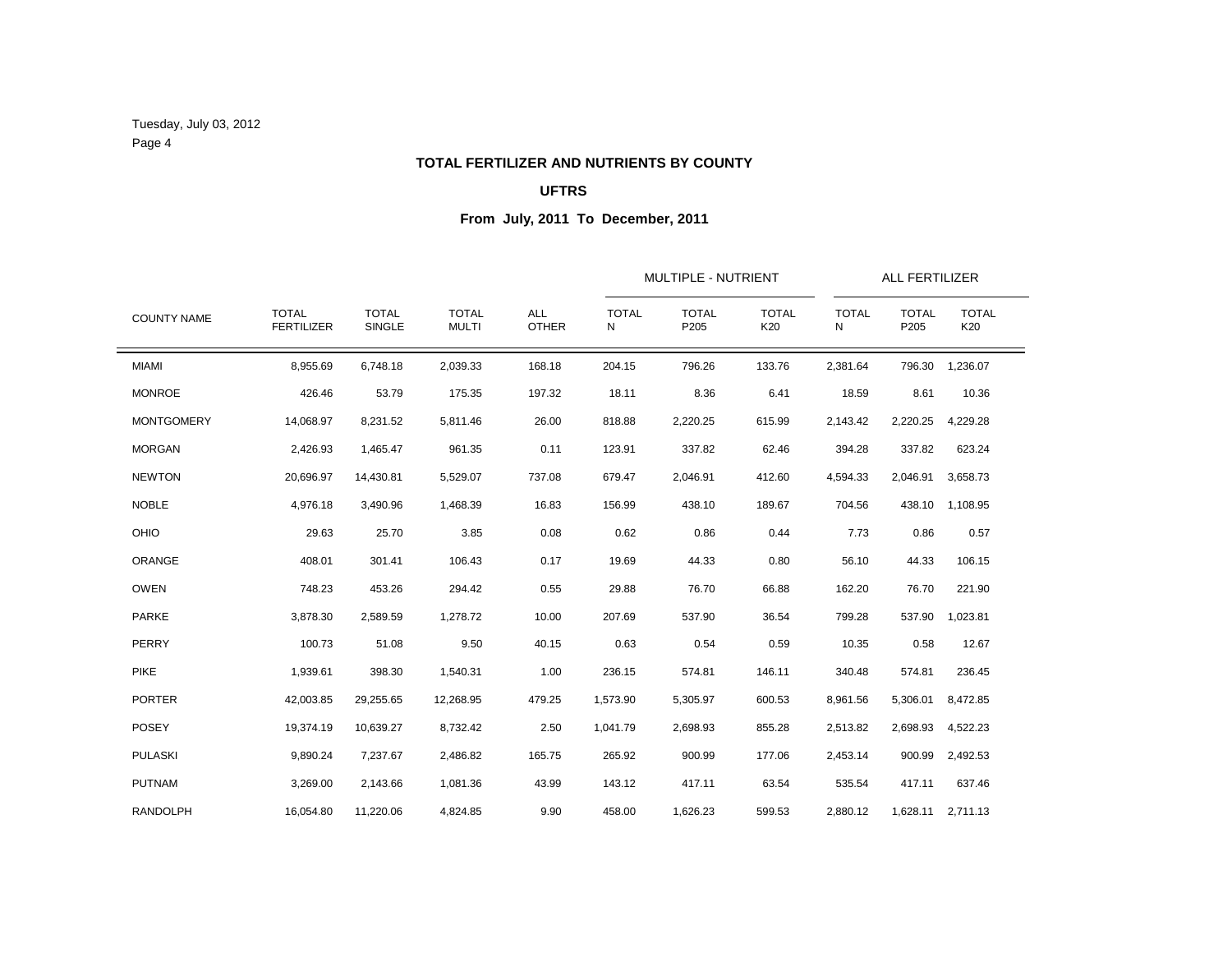Tuesday, July 03, 2012

**TOTAL FERTILIZER AND NUTRIENTS BY COUNTY**

**UFTRS**

**From July, 2011 To December, 2011**

| | | | | | MULTIPLE - NUTRIENT | | | ALL FERTILIZER | | |
|---|---|---|---|---|---|---|---|---|---|---|
| COUNTY NAME | TOTAL FERTILIZER | TOTAL SINGLE | TOTAL MULTI | ALL OTHER | TOTAL N | TOTAL P205 | TOTAL K20 | TOTAL N | TOTAL P205 | TOTAL K20 |
| MIAMI | 8,955.69 | 6,748.18 | 2,039.33 | 168.18 | 204.15 | 796.26 | 133.76 | 2,381.64 | 796.30 | 1,236.07 |
| MONROE | 426.46 | 53.79 | 175.35 | 197.32 | 18.11 | 8.36 | 6.41 | 18.59 | 8.61 | 10.36 |
| MONTGOMERY | 14,068.97 | 8,231.52 | 5,811.46 | 26.00 | 818.88 | 2,220.25 | 615.99 | 2,143.42 | 2,220.25 | 4,229.28 |
| MORGAN | 2,426.93 | 1,465.47 | 961.35 | 0.11 | 123.91 | 337.82 | 62.46 | 394.28 | 337.82 | 623.24 |
| NEWTON | 20,696.97 | 14,430.81 | 5,529.07 | 737.08 | 679.47 | 2,046.91 | 412.60 | 4,594.33 | 2,046.91 | 3,658.73 |
| NOBLE | 4,976.18 | 3,490.96 | 1,468.39 | 16.83 | 156.99 | 438.10 | 189.67 | 704.56 | 438.10 | 1,108.95 |
| OHIO | 29.63 | 25.70 | 3.85 | 0.08 | 0.62 | 0.86 | 0.44 | 7.73 | 0.86 | 0.57 |
| ORANGE | 408.01 | 301.41 | 106.43 | 0.17 | 19.69 | 44.33 | 0.80 | 56.10 | 44.33 | 106.15 |
| OWEN | 748.23 | 453.26 | 294.42 | 0.55 | 29.88 | 76.70 | 66.88 | 162.20 | 76.70 | 221.90 |
| PARKE | 3,878.30 | 2,589.59 | 1,278.72 | 10.00 | 207.69 | 537.90 | 36.54 | 799.28 | 537.90 | 1,023.81 |
| PERRY | 100.73 | 51.08 | 9.50 | 40.15 | 0.63 | 0.54 | 0.59 | 10.35 | 0.58 | 12.67 |
| PIKE | 1,939.61 | 398.30 | 1,540.31 | 1.00 | 236.15 | 574.81 | 146.11 | 340.48 | 574.81 | 236.45 |
| PORTER | 42,003.85 | 29,255.65 | 12,268.95 | 479.25 | 1,573.90 | 5,305.97 | 600.53 | 8,961.56 | 5,306.01 | 8,472.85 |
| POSEY | 19,374.19 | 10,639.27 | 8,732.42 | 2.50 | 1,041.79 | 2,698.93 | 855.28 | 2,513.82 | 2,698.93 | 4,522.23 |
| PULASKI | 9,890.24 | 7,237.67 | 2,486.82 | 165.75 | 265.92 | 900.99 | 177.06 | 2,453.14 | 900.99 | 2,492.53 |
| PUTNAM | 3,269.00 | 2,143.66 | 1,081.36 | 43.99 | 143.12 | 417.11 | 63.54 | 535.54 | 417.11 | 637.46 |
| RANDOLPH | 16,054.80 | 11,220.06 | 4,824.85 | 9.90 | 458.00 | 1,626.23 | 599.53 | 2,880.12 | 1,628.11 | 2,711.13 |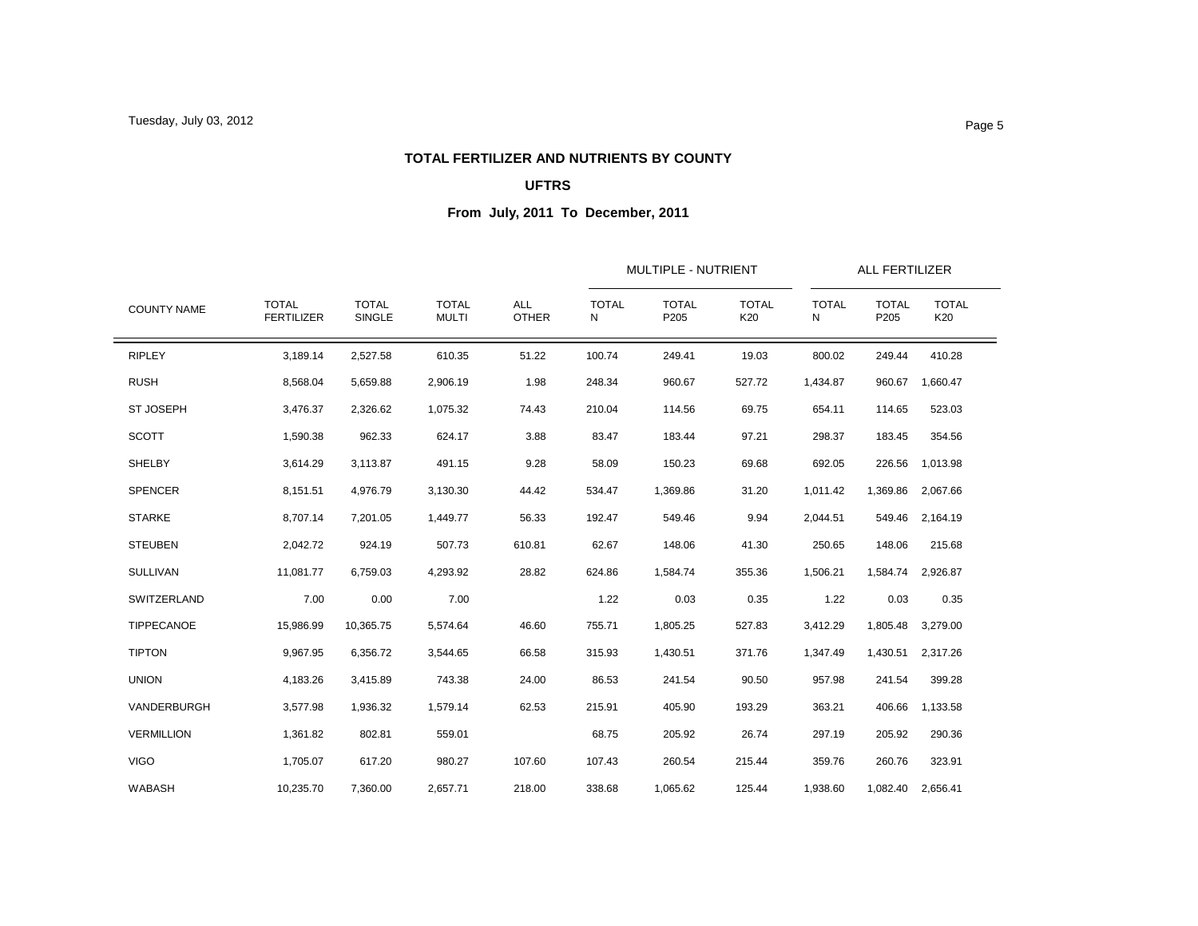**TOTAL FERTILIZER AND NUTRIENTS BY COUNTY**

**UFTRS**

**From July, 2011 To December, 2011**

| | | | | | MULTIPLE - NUTRIENT | | | ALL FERTILIZER | | |
|---|---|---|---|---|---|---|---|---|---|---|
| COUNTY NAME | TOTAL FERTILIZER | TOTAL SINGLE | TOTAL MULTI | ALL OTHER | TOTAL N | TOTAL P205 | TOTAL K20 | TOTAL N | TOTAL P205 | TOTAL K20 |
| RIPLEY | 3,189.14 | 2,527.58 | 610.35 | 51.22 | 100.74 | 249.41 | 19.03 | 800.02 | 249.44 | 410.28 |
| RUSH | 8,568.04 | 5,659.88 | 2,906.19 | 1.98 | 248.34 | 960.67 | 527.72 | 1,434.87 | 960.67 | 1,660.47 |
| ST JOSEPH | 3,476.37 | 2,326.62 | 1,075.32 | 74.43 | 210.04 | 114.56 | 69.75 | 654.11 | 114.65 | 523.03 |
| SCOTT | 1,590.38 | 962.33 | 624.17 | 3.88 | 83.47 | 183.44 | 97.21 | 298.37 | 183.45 | 354.56 |
| SHELBY | 3,614.29 | 3,113.87 | 491.15 | 9.28 | 58.09 | 150.23 | 69.68 | 692.05 | 226.56 | 1,013.98 |
| SPENCER | 8,151.51 | 4,976.79 | 3,130.30 | 44.42 | 534.47 | 1,369.86 | 31.20 | 1,011.42 | 1,369.86 | 2,067.66 |
| STARKE | 8,707.14 | 7,201.05 | 1,449.77 | 56.33 | 192.47 | 549.46 | 9.94 | 2,044.51 | 549.46 | 2,164.19 |
| STEUBEN | 2,042.72 | 924.19 | 507.73 | 610.81 | 62.67 | 148.06 | 41.30 | 250.65 | 148.06 | 215.68 |
| SULLIVAN | 11,081.77 | 6,759.03 | 4,293.92 | 28.82 | 624.86 | 1,584.74 | 355.36 | 1,506.21 | 1,584.74 | 2,926.87 |
| SWITZERLAND | 7.00 | 0.00 | 7.00 | | 1.22 | 0.03 | 0.35 | 1.22 | 0.03 | 0.35 |
| TIPPECANOE | 15,986.99 | 10,365.75 | 5,574.64 | 46.60 | 755.71 | 1,805.25 | 527.83 | 3,412.29 | 1,805.48 | 3,279.00 |
| TIPTON | 9,967.95 | 6,356.72 | 3,544.65 | 66.58 | 315.93 | 1,430.51 | 371.76 | 1,347.49 | 1,430.51 | 2,317.26 |
| UNION | 4,183.26 | 3,415.89 | 743.38 | 24.00 | 86.53 | 241.54 | 90.50 | 957.98 | 241.54 | 399.28 |
| VANDERBURGH | 3,577.98 | 1,936.32 | 1,579.14 | 62.53 | 215.91 | 405.90 | 193.29 | 363.21 | 406.66 | 1,133.58 |
| VERMILLION | 1,361.82 | 802.81 | 559.01 | | 68.75 | 205.92 | 26.74 | 297.19 | 205.92 | 290.36 |
| VIGO | 1,705.07 | 617.20 | 980.27 | 107.60 | 107.43 | 260.54 | 215.44 | 359.76 | 260.76 | 323.91 |
| WABASH | 10,235.70 | 7,360.00 | 2,657.71 | 218.00 | 338.68 | 1,065.62 | 125.44 | 1,938.60 | 1,082.40 | 2,656.41 |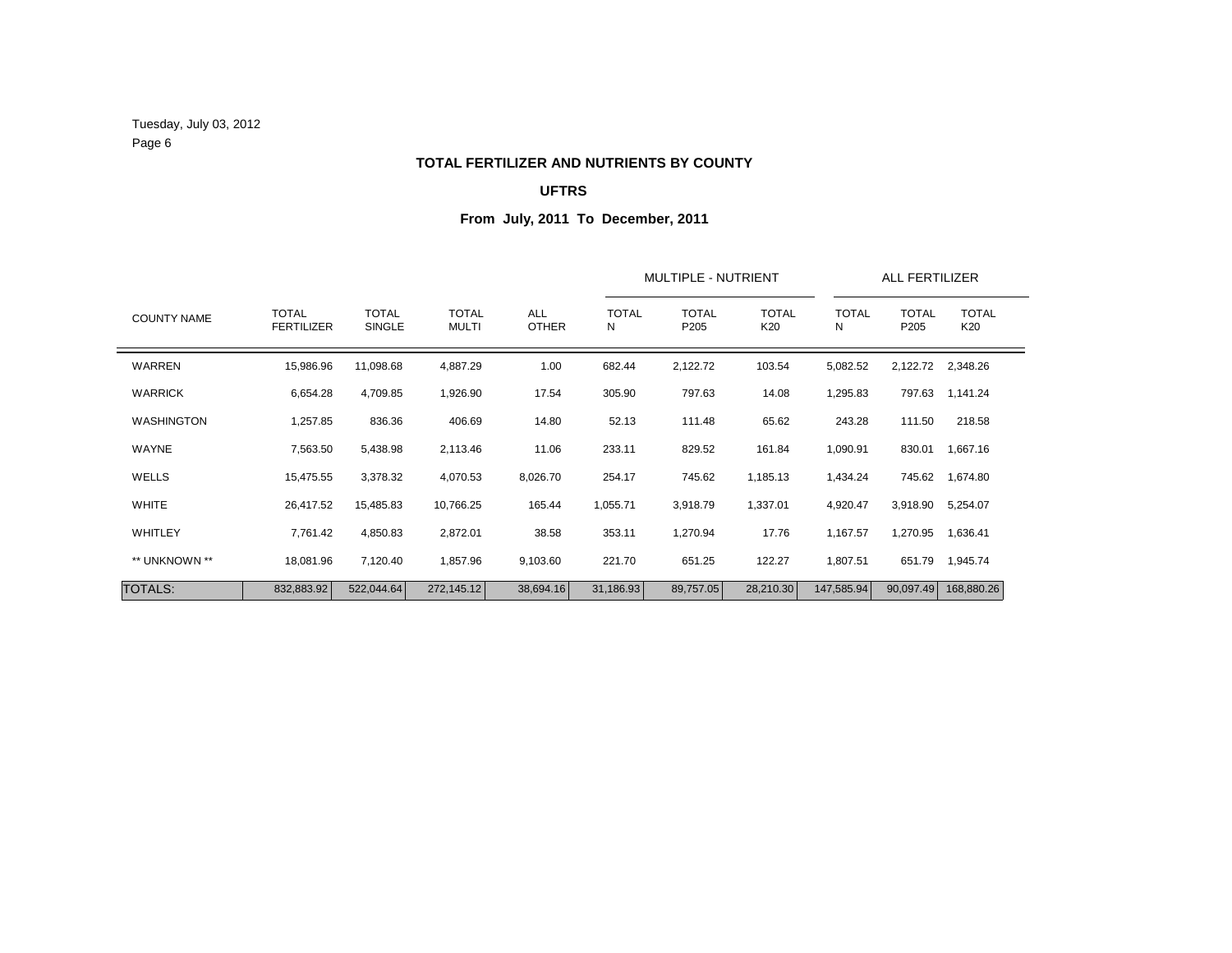Tuesday, July 03, 2012

### TOTAL FERTILIZER AND NUTRIENTS BY COUNTY

### UFTRS

### From July, 2011 To December, 2011

| | | | | | MULTIPLE - NUTRIENT | | | ALL FERTILIZER | | |
|---|---|---|---|---|---|---|---|---|---|---|
| COUNTY NAME | TOTAL FERTILIZER | TOTAL SINGLE | TOTAL MULTI | ALL OTHER | TOTAL N | TOTAL P205 | TOTAL K20 | TOTAL N | TOTAL P205 | TOTAL K20 |
| WARREN | 15,986.96 | 11,098.68 | 4,887.29 | 1.00 | 682.44 | 2,122.72 | 103.54 | 5,082.52 | 2,122.72 | 2,348.26 |
| WARRICK | 6,654.28 | 4,709.85 | 1,926.90 | 17.54 | 305.90 | 797.63 | 14.08 | 1,295.83 | 797.63 | 1,141.24 |
| WASHINGTON | 1,257.85 | 836.36 | 406.69 | 14.80 | 52.13 | 111.48 | 65.62 | 243.28 | 111.50 | 218.58 |
| WAYNE | 7,563.50 | 5,438.98 | 2,113.46 | 11.06 | 233.11 | 829.52 | 161.84 | 1,090.91 | 830.01 | 1,667.16 |
| WELLS | 15,475.55 | 3,378.32 | 4,070.53 | 8,026.70 | 254.17 | 745.62 | 1,185.13 | 1,434.24 | 745.62 | 1,674.80 |
| WHITE | 26,417.52 | 15,485.83 | 10,766.25 | 165.44 | 1,055.71 | 3,918.79 | 1,337.01 | 4,920.47 | 3,918.90 | 5,254.07 |
| WHITLEY | 7,761.42 | 4,850.83 | 2,872.01 | 38.58 | 353.11 | 1,270.94 | 17.76 | 1,167.57 | 1,270.95 | 1,636.41 |
| ** UNKNOWN ** | 18,081.96 | 7,120.40 | 1,857.96 | 9,103.60 | 221.70 | 651.25 | 122.27 | 1,807.51 | 651.79 | 1,945.74 |
| TOTALS: | 832,883.92 | 522,044.64 | 272,145.12 | 38,694.16 | 31,186.93 | 89,757.05 | 28,210.30 | 147,585.94 | 90,097.49 | 168,880.26 |